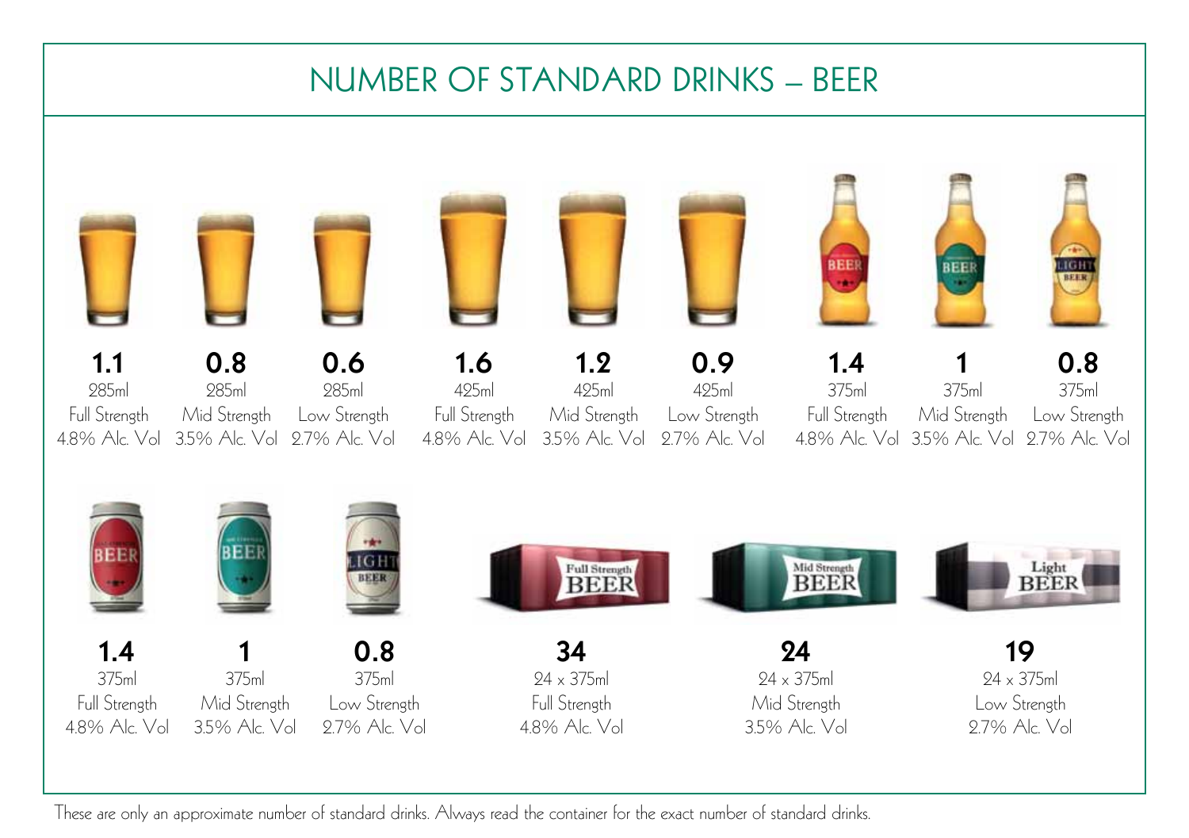# NUMBER OF STANDARD DRINKS – BEER

| Standard Drinks | Volume | Strength | Alc. Vol |
|---|---|---|---|
| 1.1 | 285ml | Full Strength | 4.8% Alc. Vol |
| 0.8 | 285ml | Mid Strength | 3.5% Alc. Vol |
| 0.6 | 285ml | Low Strength | 2.7% Alc. Vol |
| 1.6 | 425ml | Full Strength | 4.8% Alc. Vol |
| 1.2 | 425ml | Mid Strength | 3.5% Alc. Vol |
| 0.9 | 425ml | Low Strength | 2.7% Alc. Vol |
| 1.4 | 375ml | Full Strength | 4.8% Alc. Vol |
| 1 | 375ml | Mid Strength | 3.5% Alc. Vol |
| 0.8 | 375ml | Low Strength | 2.7% Alc. Vol |
| 1.4 | 375ml | Full Strength | 4.8% Alc. Vol |
| 1 | 375ml | Mid Strength | 3.5% Alc. Vol |
| 0.8 | 375ml | Low Strength | 2.7% Alc. Vol |
| 34 | 24 x 375ml | Full Strength | 4.8% Alc. Vol |
| 24 | 24 x 375ml | Mid Strength | 3.5% Alc. Vol |
| 19 | 24 x 375ml | Low Strength | 2.7% Alc. Vol |

These are only an approximate number of standard drinks. Always read the container for the exact number of standard drinks.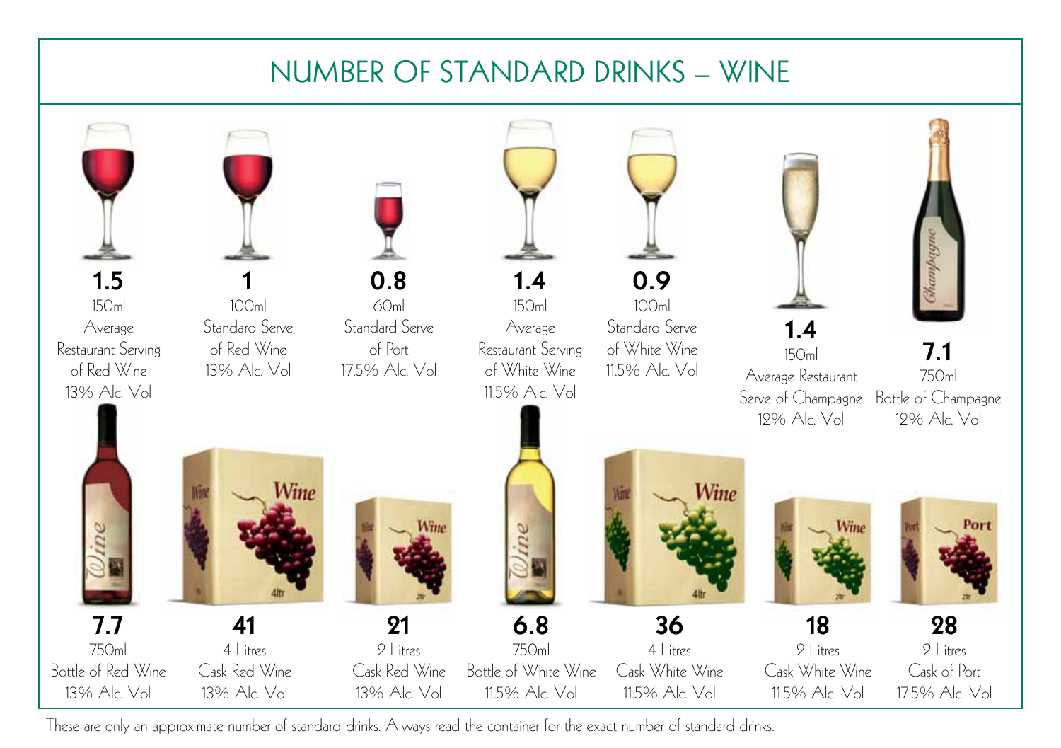# NUMBER OF STANDARD DRINKS – WINE

**1.5**
150ml
Average Restaurant Serving of Red Wine
13% Alc. Vol

**1**
100ml
Standard Serve of Red Wine
13% Alc. Vol

**0.8**
60ml
Standard Serve of Port
17.5% Alc. Vol

**1.4**
150ml
Average Restaurant Serving of White Wine
11.5% Alc. Vol

**0.9**
100ml
Standard Serve of White Wine
11.5% Alc. Vol

**1.4**
150ml
Average Restaurant Serve of Champagne
12% Alc. Vol

**7.1**
750ml
Bottle of Champagne
12% Alc. Vol

**7.7**
750ml
Bottle of Red Wine
13% Alc. Vol

**41**
4 Litres
Cask Red Wine
13% Alc. Vol

**21**
2 Litres
Cask Red Wine
13% Alc. Vol

**6.8**
750ml
Bottle of White Wine
11.5% Alc. Vol

**36**
4 Litres
Cask White Wine
11.5% Alc. Vol

**18**
2 Litres
Cask White Wine
11.5% Alc. Vol

**28**
2 Litres
Cask of Port
17.5% Alc. Vol

These are only an approximate number of standard drinks. Always read the container for the exact number of standard drinks.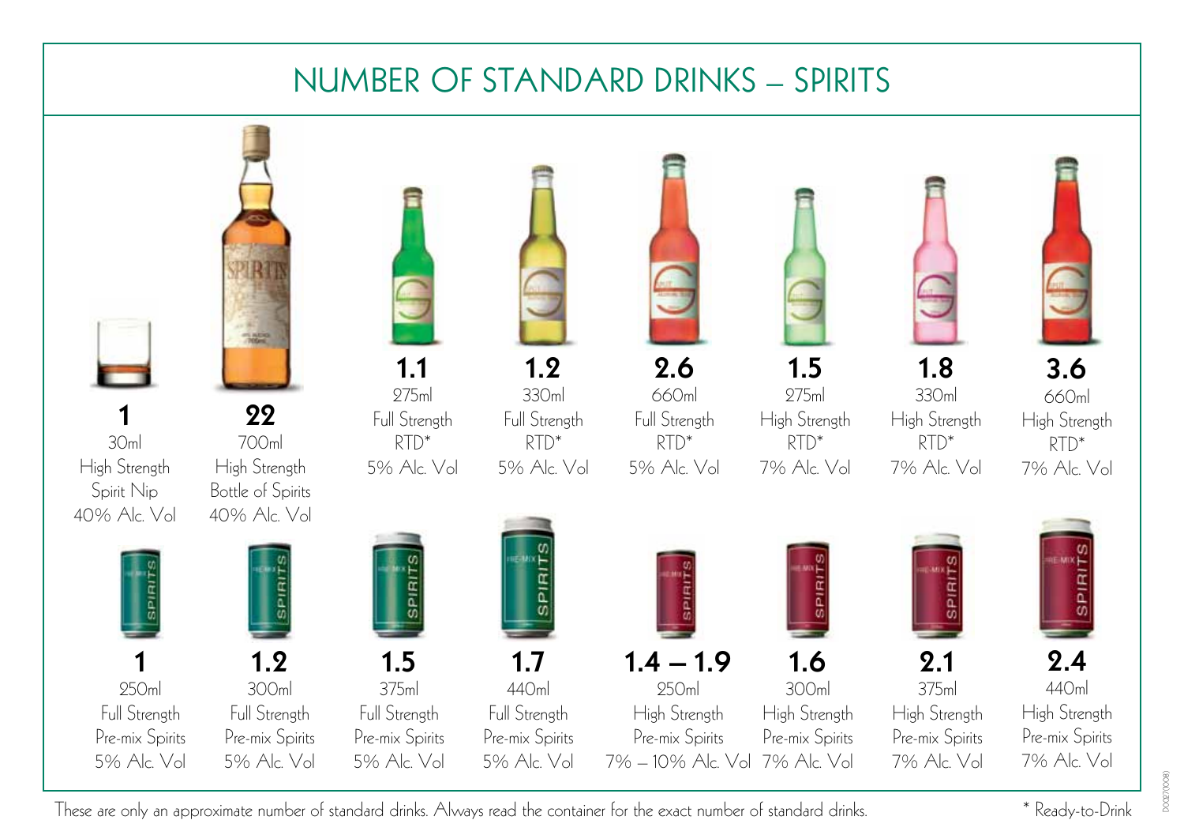# NUMBER OF STANDARD DRINKS – SPIRITS

**1**
30ml
High Strength
Spirit Nip
40% Alc. Vol

**22**
700ml
High Strength
Bottle of Spirits
40% Alc. Vol

**1.1**
275ml
Full Strength
RTD*
5% Alc. Vol

**1.2**
330ml
Full Strength
RTD*
5% Alc. Vol

**2.6**
660ml
Full Strength
RTD*
5% Alc. Vol

**1.5**
275ml
High Strength
RTD*
7% Alc. Vol

**1.8**
330ml
High Strength
RTD*
7% Alc. Vol

**3.6**
660ml
High Strength
RTD*
7% Alc. Vol

**1**
250ml
Full Strength
Pre-mix Spirits
5% Alc. Vol

**1.2**
300ml
Full Strength
Pre-mix Spirits
5% Alc. Vol

**1.5**
375ml
Full Strength
Pre-mix Spirits
5% Alc. Vol

**1.7**
440ml
Full Strength
Pre-mix Spirits
5% Alc. Vol

**1.4 – 1.9**
250ml
High Strength
Pre-mix Spirits
7% – 10% Alc. Vol

**1.6**
300ml
High Strength
Pre-mix Spirits
7% Alc. Vol

**2.1**
375ml
High Strength
Pre-mix Spirits
7% Alc. Vol

**2.4**
440ml
High Strength
Pre-mix Spirits
7% Alc. Vol

These are only an approximate number of standard drinks. Always read the container for the exact number of standard drinks.

* Ready-to-Drink